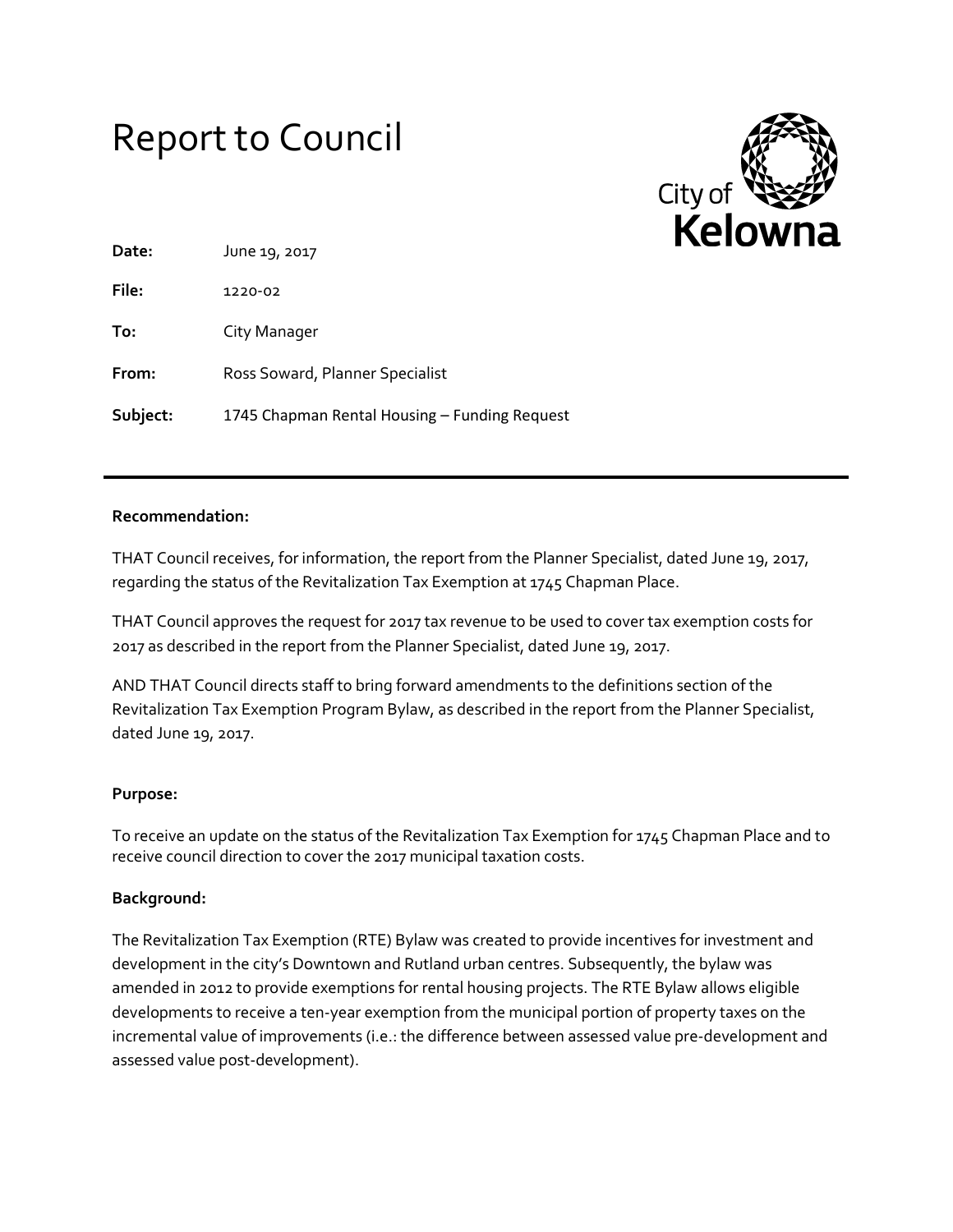# Report to Council

City of Kelowna

| | |
|---|---|
| **Date:** | June 19, 2017 |
| **File:** | 1220-02 |
| **To:** | City Manager |
| **From:** | Ross Soward, Planner Specialist |
| **Subject:** | 1745 Chapman Rental Housing – Funding Request |

---

**Recommendation:**

THAT Council receives, for information, the report from the Planner Specialist, dated June 19, 2017, regarding the status of the Revitalization Tax Exemption at 1745 Chapman Place.

THAT Council approves the request for 2017 tax revenue to be used to cover tax exemption costs for 2017 as described in the report from the Planner Specialist, dated June 19, 2017.

AND THAT Council directs staff to bring forward amendments to the definitions section of the Revitalization Tax Exemption Program Bylaw, as described in the report from the Planner Specialist, dated June 19, 2017.

**Purpose:**

To receive an update on the status of the Revitalization Tax Exemption for 1745 Chapman Place and to receive council direction to cover the 2017 municipal taxation costs.

**Background:**

The Revitalization Tax Exemption (RTE) Bylaw was created to provide incentives for investment and development in the city's Downtown and Rutland urban centres. Subsequently, the bylaw was amended in 2012 to provide exemptions for rental housing projects. The RTE Bylaw allows eligible developments to receive a ten-year exemption from the municipal portion of property taxes on the incremental value of improvements (i.e.: the difference between assessed value pre-development and assessed value post-development).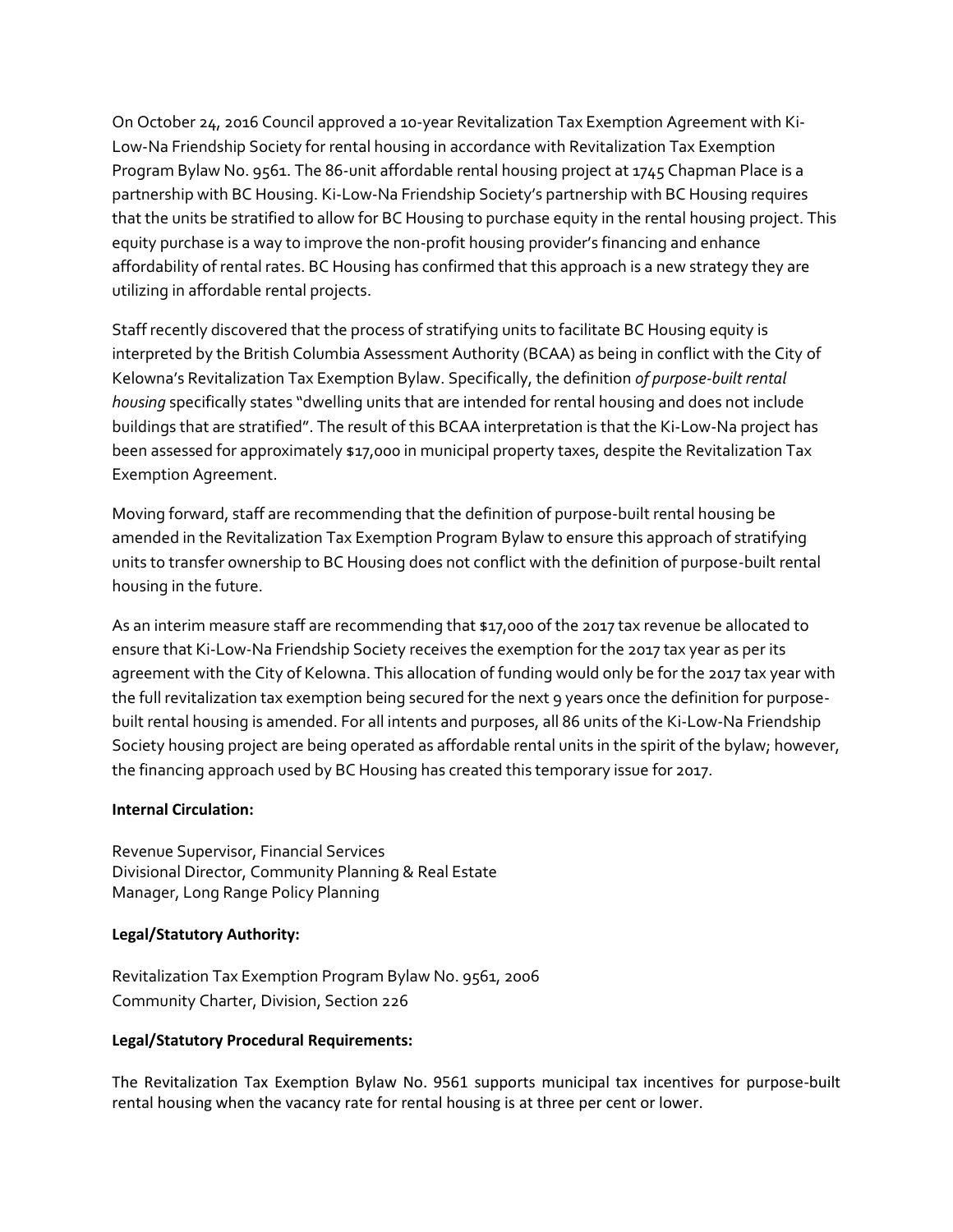On October 24, 2016 Council approved a 10-year Revitalization Tax Exemption Agreement with Ki-Low-Na Friendship Society for rental housing in accordance with Revitalization Tax Exemption Program Bylaw No. 9561. The 86-unit affordable rental housing project at 1745 Chapman Place is a partnership with BC Housing. Ki-Low-Na Friendship Society's partnership with BC Housing requires that the units be stratified to allow for BC Housing to purchase equity in the rental housing project. This equity purchase is a way to improve the non-profit housing provider's financing and enhance affordability of rental rates. BC Housing has confirmed that this approach is a new strategy they are utilizing in affordable rental projects.

Staff recently discovered that the process of stratifying units to facilitate BC Housing equity is interpreted by the British Columbia Assessment Authority (BCAA) as being in conflict with the City of Kelowna's Revitalization Tax Exemption Bylaw. Specifically, the definition *of purpose-built rental housing* specifically states "dwelling units that are intended for rental housing and does not include buildings that are stratified". The result of this BCAA interpretation is that the Ki-Low-Na project has been assessed for approximately $17,000 in municipal property taxes, despite the Revitalization Tax Exemption Agreement.

Moving forward, staff are recommending that the definition of purpose-built rental housing be amended in the Revitalization Tax Exemption Program Bylaw to ensure this approach of stratifying units to transfer ownership to BC Housing does not conflict with the definition of purpose-built rental housing in the future.

As an interim measure staff are recommending that $17,000 of the 2017 tax revenue be allocated to ensure that Ki-Low-Na Friendship Society receives the exemption for the 2017 tax year as per its agreement with the City of Kelowna. This allocation of funding would only be for the 2017 tax year with the full revitalization tax exemption being secured for the next 9 years once the definition for purpose-built rental housing is amended. For all intents and purposes, all 86 units of the Ki-Low-Na Friendship Society housing project are being operated as affordable rental units in the spirit of the bylaw; however, the financing approach used by BC Housing has created this temporary issue for 2017.

**Internal Circulation:**

Revenue Supervisor, Financial Services
Divisional Director, Community Planning & Real Estate
Manager, Long Range Policy Planning

**Legal/Statutory Authority:**

Revitalization Tax Exemption Program Bylaw No. 9561, 2006
Community Charter, Division, Section 226

**Legal/Statutory Procedural Requirements:**

The Revitalization Tax Exemption Bylaw No. 9561 supports municipal tax incentives for purpose-built rental housing when the vacancy rate for rental housing is at three per cent or lower.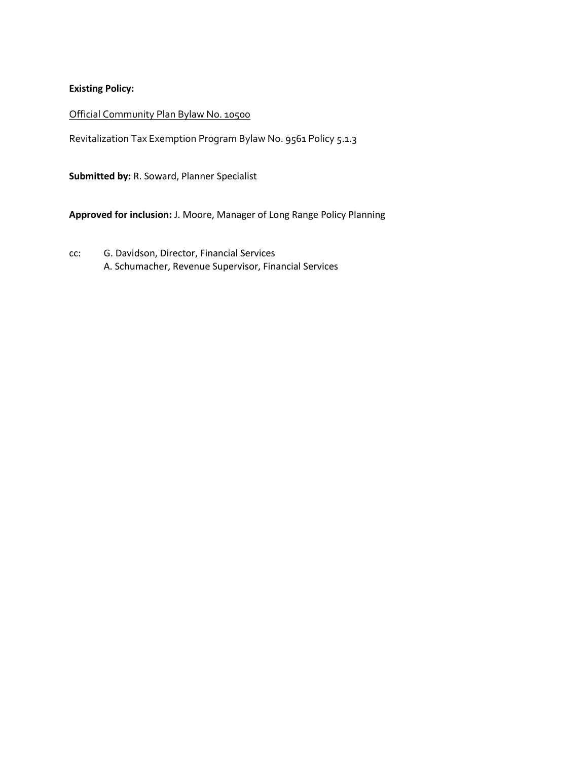**Existing Policy:**

Official Community Plan Bylaw No. 10500

Revitalization Tax Exemption Program Bylaw No. 9561 Policy 5.1.3

**Submitted by:** R. Soward, Planner Specialist

**Approved for inclusion:** J. Moore, Manager of Long Range Policy Planning

cc: G. Davidson, Director, Financial Services
A. Schumacher, Revenue Supervisor, Financial Services